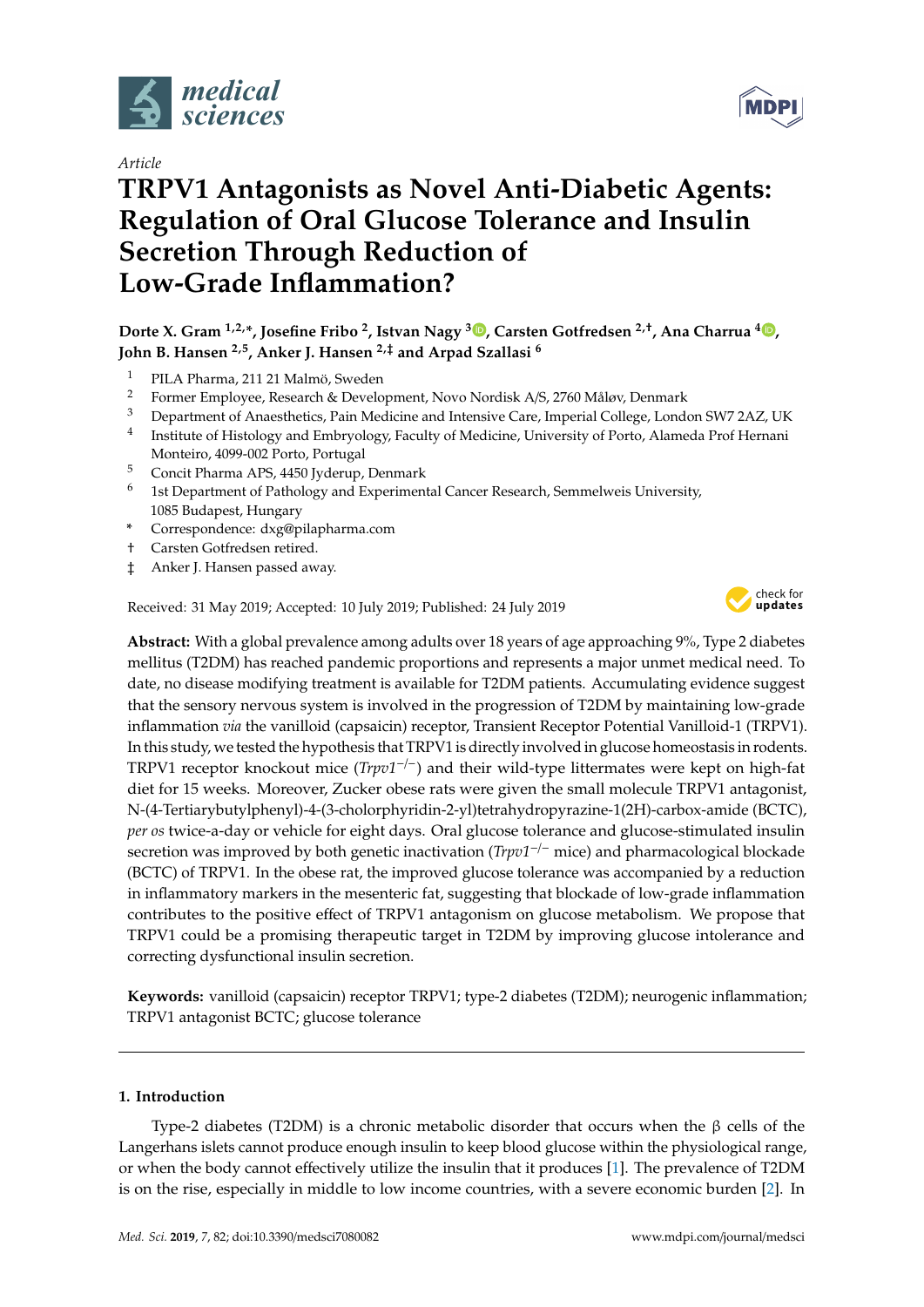Article

# TRPV1 Antagonists as Novel Anti-Diabetic Agents: Regulation of Oral Glucose Tolerance and Insulin Secretion Through Reduction of Low-Grade Inflammation?

**Dorte X. Gram [1,2,*], Josefine Fribo [2], Istvan Nagy [3], Carsten Gotfredsen [2,†], Ana Charrua [4], John B. Hansen [2,5], Anker J. Hansen [2,‡] and Arpad Szallasi [6]**

1. PILA Pharma, 211 21 Malmö, Sweden
2. Former Employee, Research & Development, Novo Nordisk A/S, 2760 Måløv, Denmark
3. Department of Anaesthetics, Pain Medicine and Intensive Care, Imperial College, London SW7 2AZ, UK
4. Institute of Histology and Embryology, Faculty of Medicine, University of Porto, Alameda Prof Hernani Monteiro, 4099-002 Porto, Portugal
5. Concit Pharma APS, 4450 Jyderup, Denmark
6. 1st Department of Pathology and Experimental Cancer Research, Semmelweis University, 1085 Budapest, Hungary

\* Correspondence: dxg@pilapharma.com
† Carsten Gotfredsen retired.
‡ Anker J. Hansen passed away.

Received: 31 May 2019; Accepted: 10 July 2019; Published: 24 July 2019

**Abstract:** With a global prevalence among adults over 18 years of age approaching 9%, Type 2 diabetes mellitus (T2DM) has reached pandemic proportions and represents a major unmet medical need. To date, no disease modifying treatment is available for T2DM patients. Accumulating evidence suggest that the sensory nervous system is involved in the progression of T2DM by maintaining low-grade inflammation *via* the vanilloid (capsaicin) receptor, Transient Receptor Potential Vanilloid-1 (TRPV1). In this study, we tested the hypothesis that TRPV1 is directly involved in glucose homeostasis in rodents. TRPV1 receptor knockout mice (*Trpv1*$^{-/-}$) and their wild-type littermates were kept on high-fat diet for 15 weeks. Moreover, Zucker obese rats were given the small molecule TRPV1 antagonist, N-(4-Tertiarybutylphenyl)-4-(3-cholorphyridin-2-yl)tetrahydropyrazine-1(2H)-carbox-amide (BCTC), *per os* twice-a-day or vehicle for eight days. Oral glucose tolerance and glucose-stimulated insulin secretion was improved by both genetic inactivation (*Trpv1*$^{-/-}$ mice) and pharmacological blockade (BCTC) of TRPV1. In the obese rat, the improved glucose tolerance was accompanied by a reduction in inflammatory markers in the mesenteric fat, suggesting that blockade of low-grade inflammation contributes to the positive effect of TRPV1 antagonism on glucose metabolism. We propose that TRPV1 could be a promising therapeutic target in T2DM by improving glucose intolerance and correcting dysfunctional insulin secretion.

**Keywords:** vanilloid (capsaicin) receptor TRPV1; type-2 diabetes (T2DM); neurogenic inflammation; TRPV1 antagonist BCTC; glucose tolerance

## 1. Introduction

Type-2 diabetes (T2DM) is a chronic metabolic disorder that occurs when the β cells of the Langerhans islets cannot produce enough insulin to keep blood glucose within the physiological range, or when the body cannot effectively utilize the insulin that it produces [1]. The prevalence of T2DM is on the rise, especially in middle to low income countries, with a severe economic burden [2]. In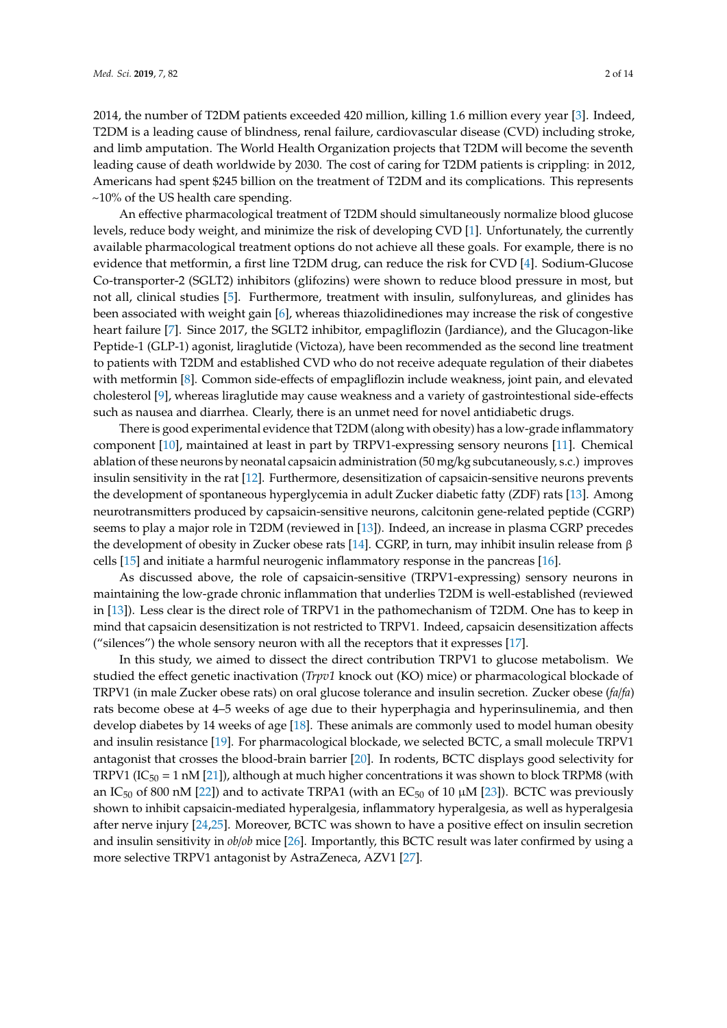2014, the number of T2DM patients exceeded 420 million, killing 1.6 million every year [3]. Indeed, T2DM is a leading cause of blindness, renal failure, cardiovascular disease (CVD) including stroke, and limb amputation. The World Health Organization projects that T2DM will become the seventh leading cause of death worldwide by 2030. The cost of caring for T2DM patients is crippling: in 2012, Americans had spent $245 billion on the treatment of T2DM and its complications. This represents ~10% of the US health care spending.

An effective pharmacological treatment of T2DM should simultaneously normalize blood glucose levels, reduce body weight, and minimize the risk of developing CVD [1]. Unfortunately, the currently available pharmacological treatment options do not achieve all these goals. For example, there is no evidence that metformin, a first line T2DM drug, can reduce the risk for CVD [4]. Sodium-Glucose Co-transporter-2 (SGLT2) inhibitors (glifozins) were shown to reduce blood pressure in most, but not all, clinical studies [5]. Furthermore, treatment with insulin, sulfonylureas, and glinides has been associated with weight gain [6], whereas thiazolidinediones may increase the risk of congestive heart failure [7]. Since 2017, the SGLT2 inhibitor, empagliflozin (Jardiance), and the Glucagon-like Peptide-1 (GLP-1) agonist, liraglutide (Victoza), have been recommended as the second line treatment to patients with T2DM and established CVD who do not receive adequate regulation of their diabetes with metformin [8]. Common side-effects of empagliflozin include weakness, joint pain, and elevated cholesterol [9], whereas liraglutide may cause weakness and a variety of gastrointestional side-effects such as nausea and diarrhea. Clearly, there is an unmet need for novel antidiabetic drugs.

There is good experimental evidence that T2DM (along with obesity) has a low-grade inflammatory component [10], maintained at least in part by TRPV1-expressing sensory neurons [11]. Chemical ablation of these neurons by neonatal capsaicin administration (50 mg/kg subcutaneously, s.c.) improves insulin sensitivity in the rat [12]. Furthermore, desensitization of capsaicin-sensitive neurons prevents the development of spontaneous hyperglycemia in adult Zucker diabetic fatty (ZDF) rats [13]. Among neurotransmitters produced by capsaicin-sensitive neurons, calcitonin gene-related peptide (CGRP) seems to play a major role in T2DM (reviewed in [13]). Indeed, an increase in plasma CGRP precedes the development of obesity in Zucker obese rats [14]. CGRP, in turn, may inhibit insulin release from β cells [15] and initiate a harmful neurogenic inflammatory response in the pancreas [16].

As discussed above, the role of capsaicin-sensitive (TRPV1-expressing) sensory neurons in maintaining the low-grade chronic inflammation that underlies T2DM is well-established (reviewed in [13]). Less clear is the direct role of TRPV1 in the pathomechanism of T2DM. One has to keep in mind that capsaicin desensitization is not restricted to TRPV1. Indeed, capsaicin desensitization affects ("silences") the whole sensory neuron with all the receptors that it expresses [17].

In this study, we aimed to dissect the direct contribution TRPV1 to glucose metabolism. We studied the effect genetic inactivation (*Trpv1* knock out (KO) mice) or pharmacological blockade of TRPV1 (in male Zucker obese rats) on oral glucose tolerance and insulin secretion. Zucker obese (*fa/fa*) rats become obese at 4–5 weeks of age due to their hyperphagia and hyperinsulinemia, and then develop diabetes by 14 weeks of age [18]. These animals are commonly used to model human obesity and insulin resistance [19]. For pharmacological blockade, we selected BCTC, a small molecule TRPV1 antagonist that crosses the blood-brain barrier [20]. In rodents, BCTC displays good selectivity for TRPV1 ($IC_{50}$ = 1 nM [21]), although at much higher concentrations it was shown to block TRPM8 (with an $IC_{50}$ of 800 nM [22]) and to activate TRPA1 (with an $EC_{50}$ of 10 μM [23]). BCTC was previously shown to inhibit capsaicin-mediated hyperalgesia, inflammatory hyperalgesia, as well as hyperalgesia after nerve injury [24,25]. Moreover, BCTC was shown to have a positive effect on insulin secretion and insulin sensitivity in *ob/ob* mice [26]. Importantly, this BCTC result was later confirmed by using a more selective TRPV1 antagonist by AstraZeneca, AZV1 [27].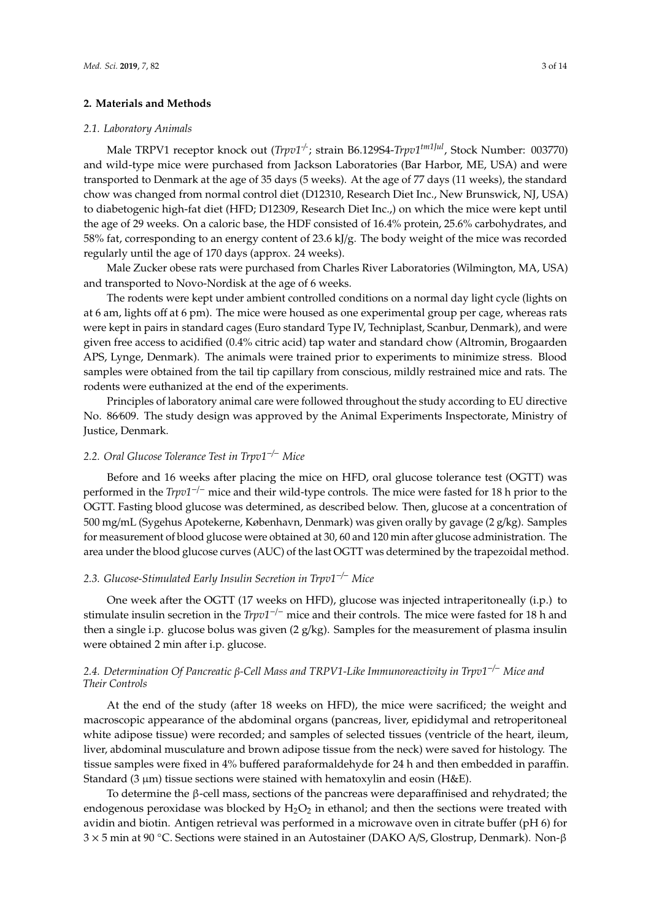## 2. Materials and Methods

### *2.1. Laboratory Animals*

Male TRPV1 receptor knock out (*Trpv1*$^{-/-}$; strain B6.129S4-*Trpv1*$^{tm1Jul}$, Stock Number: 003770) and wild-type mice were purchased from Jackson Laboratories (Bar Harbor, ME, USA) and were transported to Denmark at the age of 35 days (5 weeks). At the age of 77 days (11 weeks), the standard chow was changed from normal control diet (D12310, Research Diet Inc., New Brunswick, NJ, USA) to diabetogenic high-fat diet (HFD; D12309, Research Diet Inc.,) on which the mice were kept until the age of 29 weeks. On a caloric base, the HDF consisted of 16.4% protein, 25.6% carbohydrates, and 58% fat, corresponding to an energy content of 23.6 kJ/g. The body weight of the mice was recorded regularly until the age of 170 days (approx. 24 weeks).

Male Zucker obese rats were purchased from Charles River Laboratories (Wilmington, MA, USA) and transported to Novo-Nordisk at the age of 6 weeks.

The rodents were kept under ambient controlled conditions on a normal day light cycle (lights on at 6 am, lights off at 6 pm). The mice were housed as one experimental group per cage, whereas rats were kept in pairs in standard cages (Euro standard Type IV, Techniplast, Scanbur, Denmark), and were given free access to acidified (0.4% citric acid) tap water and standard chow (Altromin, Brogaarden APS, Lynge, Denmark). The animals were trained prior to experiments to minimize stress. Blood samples were obtained from the tail tip capillary from conscious, mildly restrained mice and rats. The rodents were euthanized at the end of the experiments.

Principles of laboratory animal care were followed throughout the study according to EU directive No. 86⁄609. The study design was approved by the Animal Experiments Inspectorate, Ministry of Justice, Denmark.

### *2.2. Oral Glucose Tolerance Test in Trpv1*$^{-/-}$ *Mice*

Before and 16 weeks after placing the mice on HFD, oral glucose tolerance test (OGTT) was performed in the *Trpv1*$^{-/-}$ mice and their wild-type controls. The mice were fasted for 18 h prior to the OGTT. Fasting blood glucose was determined, as described below. Then, glucose at a concentration of 500 mg/mL (Sygehus Apotekerne, København, Denmark) was given orally by gavage (2 g/kg). Samples for measurement of blood glucose were obtained at 30, 60 and 120 min after glucose administration. The area under the blood glucose curves (AUC) of the last OGTT was determined by the trapezoidal method.

### *2.3. Glucose-Stimulated Early Insulin Secretion in Trpv1*$^{-/-}$ *Mice*

One week after the OGTT (17 weeks on HFD), glucose was injected intraperitoneally (i.p.) to stimulate insulin secretion in the *Trpv1*$^{-/-}$ mice and their controls. The mice were fasted for 18 h and then a single i.p. glucose bolus was given (2 g/kg). Samples for the measurement of plasma insulin were obtained 2 min after i.p. glucose.

### *2.4. Determination Of Pancreatic β-Cell Mass and TRPV1-Like Immunoreactivity in Trpv1*$^{-/-}$ *Mice and Their Controls*

At the end of the study (after 18 weeks on HFD), the mice were sacrificed; the weight and macroscopic appearance of the abdominal organs (pancreas, liver, epididymal and retroperitoneal white adipose tissue) were recorded; and samples of selected tissues (ventricle of the heart, ileum, liver, abdominal musculature and brown adipose tissue from the neck) were saved for histology. The tissue samples were fixed in 4% buffered paraformaldehyde for 24 h and then embedded in paraffin. Standard (3 μm) tissue sections were stained with hematoxylin and eosin (H&E).

To determine the β-cell mass, sections of the pancreas were deparaffinised and rehydrated; the endogenous peroxidase was blocked by $H_2O_2$ in ethanol; and then the sections were treated with avidin and biotin. Antigen retrieval was performed in a microwave oven in citrate buffer (pH 6) for 3 × 5 min at 90 °C. Sections were stained in an Autostainer (DAKO A/S, Glostrup, Denmark). Non-β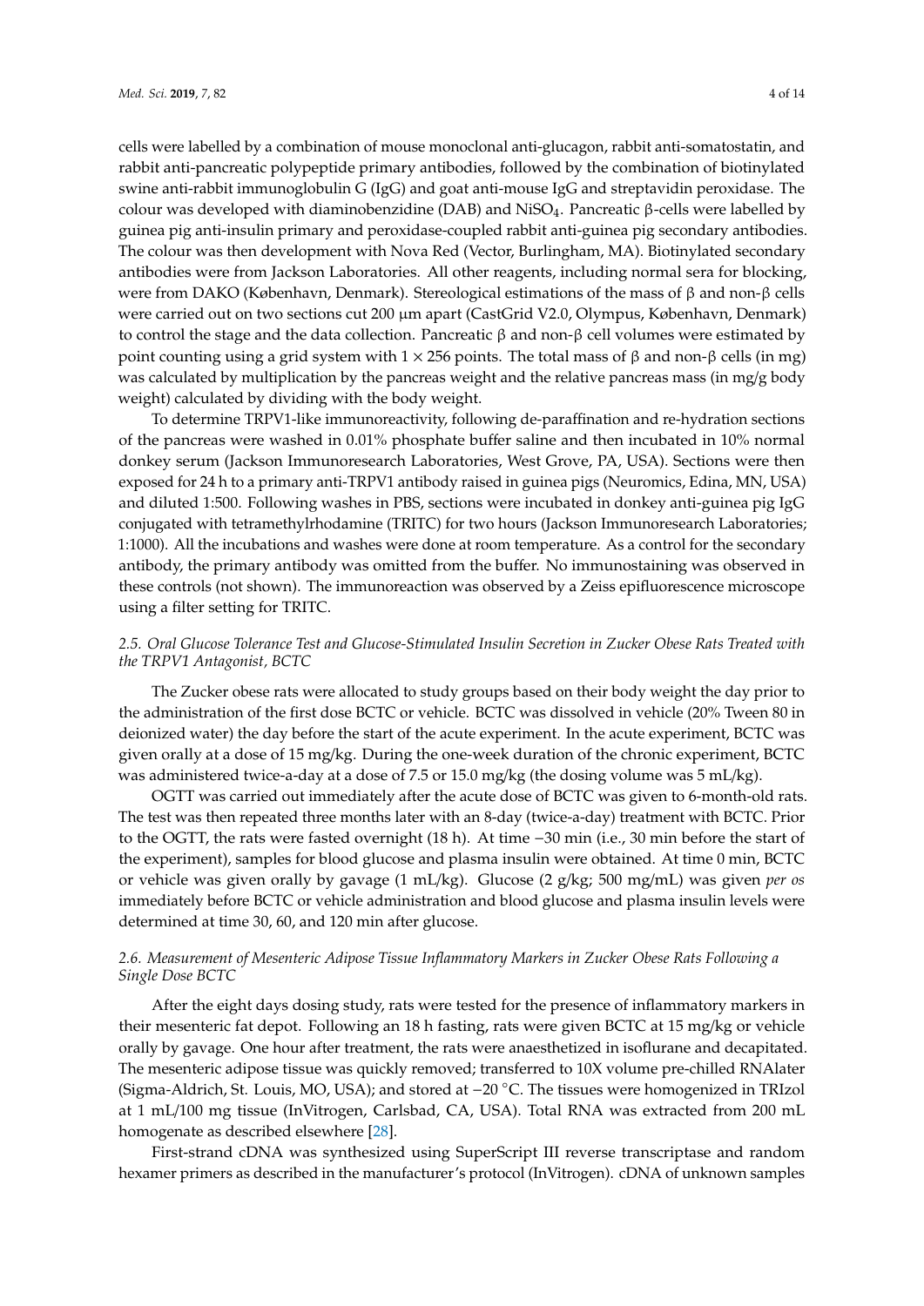cells were labelled by a combination of mouse monoclonal anti-glucagon, rabbit anti-somatostatin, and rabbit anti-pancreatic polypeptide primary antibodies, followed by the combination of biotinylated swine anti-rabbit immunoglobulin G (IgG) and goat anti-mouse IgG and streptavidin peroxidase. The colour was developed with diaminobenzidine (DAB) and $NiSO_4$. Pancreatic β-cells were labelled by guinea pig anti-insulin primary and peroxidase-coupled rabbit anti-guinea pig secondary antibodies. The colour was then development with Nova Red (Vector, Burlingham, MA). Biotinylated secondary antibodies were from Jackson Laboratories. All other reagents, including normal sera for blocking, were from DAKO (København, Denmark). Stereological estimations of the mass of β and non-β cells were carried out on two sections cut 200 µm apart (CastGrid V2.0, Olympus, København, Denmark) to control the stage and the data collection. Pancreatic β and non-β cell volumes were estimated by point counting using a grid system with $1 \times 256$ points. The total mass of β and non-β cells (in mg) was calculated by multiplication by the pancreas weight and the relative pancreas mass (in mg/g body weight) calculated by dividing with the body weight.

To determine TRPV1-like immunoreactivity, following de-paraffination and re-hydration sections of the pancreas were washed in 0.01% phosphate buffer saline and then incubated in 10% normal donkey serum (Jackson Immunoresearch Laboratories, West Grove, PA, USA). Sections were then exposed for 24 h to a primary anti-TRPV1 antibody raised in guinea pigs (Neuromics, Edina, MN, USA) and diluted 1:500. Following washes in PBS, sections were incubated in donkey anti-guinea pig IgG conjugated with tetramethylrhodamine (TRITC) for two hours (Jackson Immunoresearch Laboratories; 1:1000). All the incubations and washes were done at room temperature. As a control for the secondary antibody, the primary antibody was omitted from the buffer. No immunostaining was observed in these controls (not shown). The immunoreaction was observed by a Zeiss epifluorescence microscope using a filter setting for TRITC.

### *2.5. Oral Glucose Tolerance Test and Glucose-Stimulated Insulin Secretion in Zucker Obese Rats Treated with the TRPV1 Antagonist, BCTC*

The Zucker obese rats were allocated to study groups based on their body weight the day prior to the administration of the first dose BCTC or vehicle. BCTC was dissolved in vehicle (20% Tween 80 in deionized water) the day before the start of the acute experiment. In the acute experiment, BCTC was given orally at a dose of 15 mg/kg. During the one-week duration of the chronic experiment, BCTC was administered twice-a-day at a dose of 7.5 or 15.0 mg/kg (the dosing volume was 5 mL/kg).

OGTT was carried out immediately after the acute dose of BCTC was given to 6-month-old rats. The test was then repeated three months later with an 8-day (twice-a-day) treatment with BCTC. Prior to the OGTT, the rats were fasted overnight (18 h). At time −30 min (i.e., 30 min before the start of the experiment), samples for blood glucose and plasma insulin were obtained. At time 0 min, BCTC or vehicle was given orally by gavage (1 mL/kg). Glucose (2 g/kg; 500 mg/mL) was given *per os* immediately before BCTC or vehicle administration and blood glucose and plasma insulin levels were determined at time 30, 60, and 120 min after glucose.

### *2.6. Measurement of Mesenteric Adipose Tissue Inflammatory Markers in Zucker Obese Rats Following a Single Dose BCTC*

After the eight days dosing study, rats were tested for the presence of inflammatory markers in their mesenteric fat depot. Following an 18 h fasting, rats were given BCTC at 15 mg/kg or vehicle orally by gavage. One hour after treatment, the rats were anaesthetized in isoflurane and decapitated. The mesenteric adipose tissue was quickly removed; transferred to 10X volume pre-chilled RNAlater (Sigma-Aldrich, St. Louis, MO, USA); and stored at −20 °C. The tissues were homogenized in TRIzol at 1 mL/100 mg tissue (InVitrogen, Carlsbad, CA, USA). Total RNA was extracted from 200 mL homogenate as described elsewhere [28].

First-strand cDNA was synthesized using SuperScript III reverse transcriptase and random hexamer primers as described in the manufacturer's protocol (InVitrogen). cDNA of unknown samples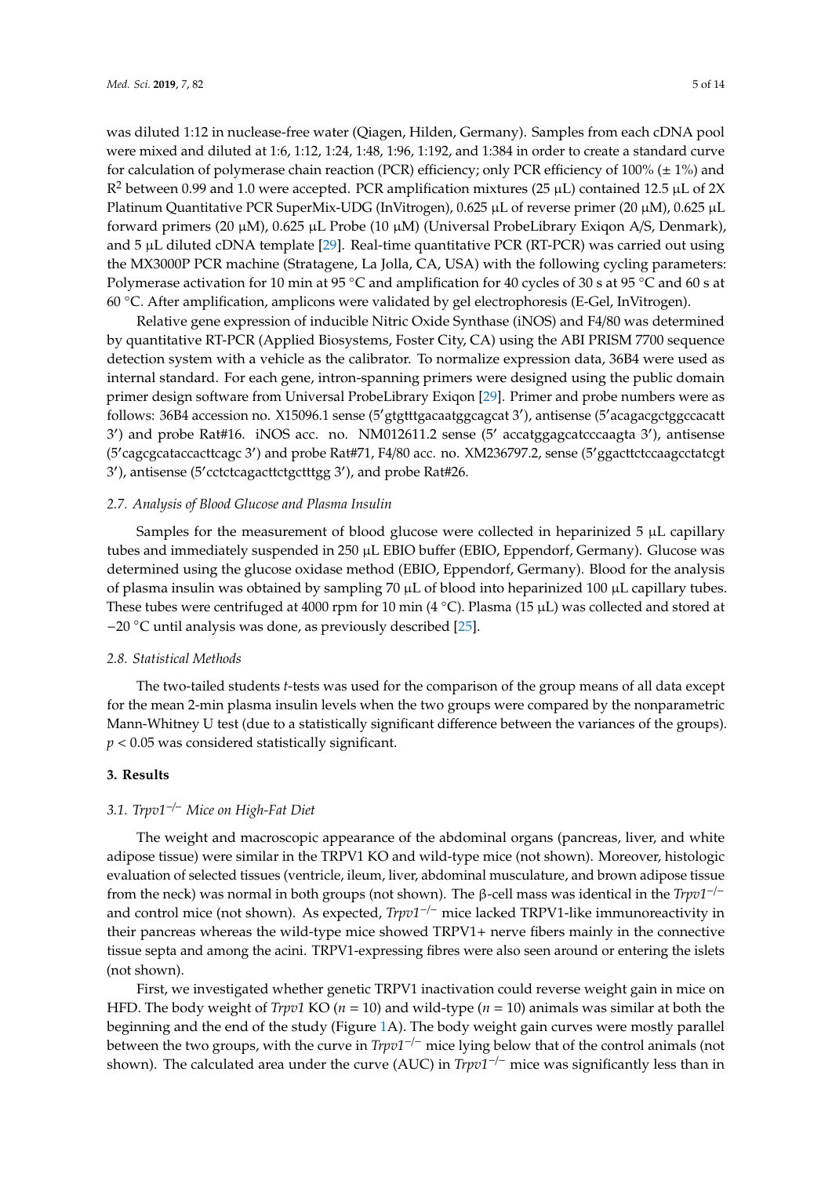was diluted 1:12 in nuclease-free water (Qiagen, Hilden, Germany). Samples from each cDNA pool were mixed and diluted at 1:6, 1:12, 1:24, 1:48, 1:96, 1:192, and 1:384 in order to create a standard curve for calculation of polymerase chain reaction (PCR) efficiency; only PCR efficiency of 100% (± 1%) and $R^2$ between 0.99 and 1.0 were accepted. PCR amplification mixtures (25 µL) contained 12.5 µL of 2X Platinum Quantitative PCR SuperMix-UDG (InVitrogen), 0.625 µL of reverse primer (20 µM), 0.625 µL forward primers (20 µM), 0.625 µL Probe (10 µM) (Universal ProbeLibrary Exiqon A/S, Denmark), and 5 µL diluted cDNA template [29]. Real-time quantitative PCR (RT-PCR) was carried out using the MX3000P PCR machine (Stratagene, La Jolla, CA, USA) with the following cycling parameters: Polymerase activation for 10 min at 95 °C and amplification for 40 cycles of 30 s at 95 °C and 60 s at 60 °C. After amplification, amplicons were validated by gel electrophoresis (E-Gel, InVitrogen).

Relative gene expression of inducible Nitric Oxide Synthase (iNOS) and F4/80 was determined by quantitative RT-PCR (Applied Biosystems, Foster City, CA) using the ABI PRISM 7700 sequence detection system with a vehicle as the calibrator. To normalize expression data, 36B4 were used as internal standard. For each gene, intron-spanning primers were designed using the public domain primer design software from Universal ProbeLibrary Exiqon [29]. Primer and probe numbers were as follows: 36B4 accession no. X15096.1 sense (5′gtgtttgacaatggcagcat 3′), antisense (5′acagacgctggccacatt 3′) and probe Rat#16. iNOS acc. no. NM012611.2 sense (5′ accatggagcatcccaagta 3′), antisense (5′cagcgcataccacttcagc 3′) and probe Rat#71, F4/80 acc. no. XM236797.2, sense (5′ggacttctccaagcctatcgt 3′), antisense (5′cctctcagacttctgctttgg 3′), and probe Rat#26.

### *2.7. Analysis of Blood Glucose and Plasma Insulin*

Samples for the measurement of blood glucose were collected in heparinized 5 µL capillary tubes and immediately suspended in 250 µL EBIO buffer (EBIO, Eppendorf, Germany). Glucose was determined using the glucose oxidase method (EBIO, Eppendorf, Germany). Blood for the analysis of plasma insulin was obtained by sampling 70 µL of blood into heparinized 100 µL capillary tubes. These tubes were centrifuged at 4000 rpm for 10 min (4 °C). Plasma (15 µL) was collected and stored at −20 °C until analysis was done, as previously described [25].

### *2.8. Statistical Methods*

The two-tailed students *t*-tests was used for the comparison of the group means of all data except for the mean 2-min plasma insulin levels when the two groups were compared by the nonparametric Mann-Whitney U test (due to a statistically significant difference between the variances of the groups). $p < 0.05$ was considered statistically significant.

## **3. Results**

### *3.1. Trpv1$^{-/-}$ Mice on High-Fat Diet*

The weight and macroscopic appearance of the abdominal organs (pancreas, liver, and white adipose tissue) were similar in the TRPV1 KO and wild-type mice (not shown). Moreover, histologic evaluation of selected tissues (ventricle, ileum, liver, abdominal musculature, and brown adipose tissue from the neck) was normal in both groups (not shown). The β-cell mass was identical in the *Trpv1*$^{-/-}$ and control mice (not shown). As expected, *Trpv1*$^{-/-}$ mice lacked TRPV1-like immunoreactivity in their pancreas whereas the wild-type mice showed TRPV1+ nerve fibers mainly in the connective tissue septa and among the acini. TRPV1-expressing fibres were also seen around or entering the islets (not shown).

First, we investigated whether genetic TRPV1 inactivation could reverse weight gain in mice on HFD. The body weight of *Trpv1* KO ($n = 10$) and wild-type ($n = 10$) animals was similar at both the beginning and the end of the study (Figure 1A). The body weight gain curves were mostly parallel between the two groups, with the curve in *Trpv1*$^{-/-}$ mice lying below that of the control animals (not shown). The calculated area under the curve (AUC) in *Trpv1*$^{-/-}$ mice was significantly less than in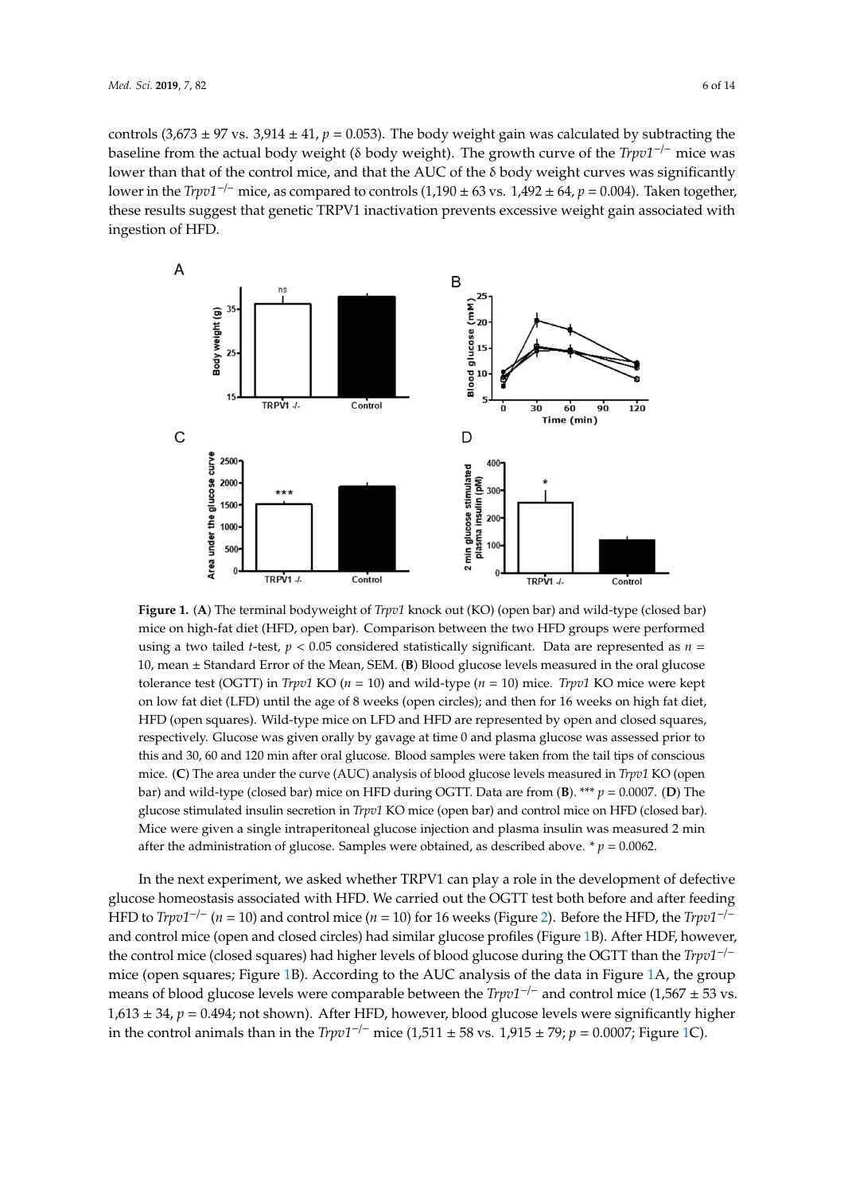controls (3,673 ± 97 vs. 3,914 ± 41, $p = 0.053$). The body weight gain was calculated by subtracting the baseline from the actual body weight (δ body weight). The growth curve of the *Trpv1*$^{-/-}$ mice was lower than that of the control mice, and that the AUC of the δ body weight curves was significantly lower in the *Trpv1*$^{-/-}$ mice, as compared to controls (1,190 ± 63 vs. 1,492 ± 64, $p = 0.004$). Taken together, these results suggest that genetic TRPV1 inactivation prevents excessive weight gain associated with ingestion of HFD.

**Figure 1.** (**A**) The terminal bodyweight of *Trpv1* knock out (KO) (open bar) and wild-type (closed bar) mice on high-fat diet (HFD, open bar). Comparison between the two HFD groups were performed using a two tailed *t*-test, $p < 0.05$ considered statistically significant. Data are represented as $n$ = 10, mean ± Standard Error of the Mean, SEM. (**B**) Blood glucose levels measured in the oral glucose tolerance test (OGTT) in *Trpv1* KO ($n$ = 10) and wild-type ($n$ = 10) mice. *Trpv1* KO mice were kept on low fat diet (LFD) until the age of 8 weeks (open circles); and then for 16 weeks on high fat diet, HFD (open squares). Wild-type mice on LFD and HFD are represented by open and closed squares, respectively. Glucose was given orally by gavage at time 0 and plasma glucose was assessed prior to this and 30, 60 and 120 min after oral glucose. Blood samples were taken from the tail tips of conscious mice. (**C**) The area under the curve (AUC) analysis of blood glucose levels measured in *Trpv1* KO (open bar) and wild-type (closed bar) mice on HFD during OGTT. Data are from (**B**). *** $p = 0.0007$. (**D**) The glucose stimulated insulin secretion in *Trpv1* KO mice (open bar) and control mice on HFD (closed bar). Mice were given a single intraperitoneal glucose injection and plasma insulin was measured 2 min after the administration of glucose. Samples were obtained, as described above. * $p = 0.0062$.

In the next experiment, we asked whether TRPV1 can play a role in the development of defective glucose homeostasis associated with HFD. We carried out the OGTT test both before and after feeding HFD to *Trpv1*$^{-/-}$ ($n$ = 10) and control mice ($n$ = 10) for 16 weeks (Figure 2). Before the HFD, the *Trpv1*$^{-/-}$ and control mice (open and closed circles) had similar glucose profiles (Figure 1B). After HDF, however, the control mice (closed squares) had higher levels of blood glucose during the OGTT than the *Trpv1*$^{-/-}$ mice (open squares; Figure 1B). According to the AUC analysis of the data in Figure 1A, the group means of blood glucose levels were comparable between the *Trpv1*$^{-/-}$ and control mice (1,567 ± 53 vs. 1,613 ± 34, $p = 0.494$; not shown). After HFD, however, blood glucose levels were significantly higher in the control animals than in the *Trpv1*$^{-/-}$ mice (1,511 ± 58 vs. 1,915 ± 79; $p = 0.0007$; Figure 1C).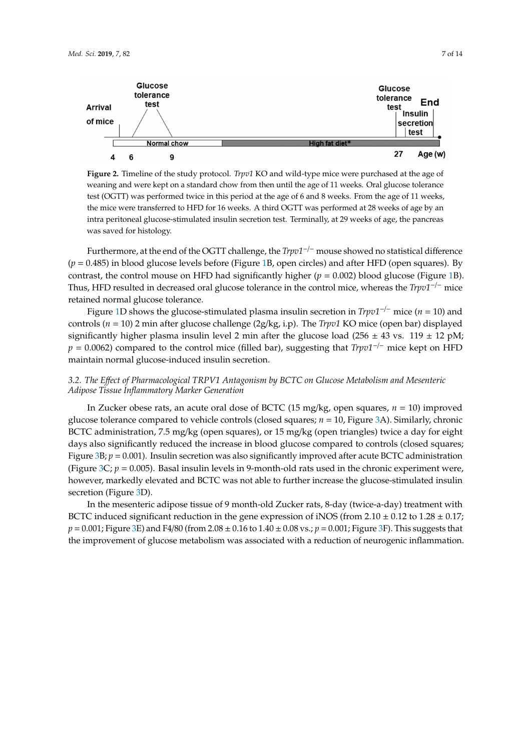**Figure 2.** Timeline of the study protocol. *Trpv1* KO and wild-type mice were purchased at the age of weaning and were kept on a standard chow from then until the age of 11 weeks. Oral glucose tolerance test (OGTT) was performed twice in this period at the age of 6 and 8 weeks. From the age of 11 weeks, the mice were transferred to HFD for 16 weeks. A third OGTT was performed at 28 weeks of age by an intra peritoneal glucose-stimulated insulin secretion test. Terminally, at 29 weeks of age, the pancreas was saved for histology.

Furthermore, at the end of the OGTT challenge, the *Trpv1*$^{-/-}$ mouse showed no statistical difference ($p = 0.485$) in blood glucose levels before (Figure 1B, open circles) and after HFD (open squares). By contrast, the control mouse on HFD had significantly higher ($p = 0.002$) blood glucose (Figure 1B). Thus, HFD resulted in decreased oral glucose tolerance in the control mice, whereas the *Trpv1*$^{-/-}$ mice retained normal glucose tolerance.

Figure 1D shows the glucose-stimulated plasma insulin secretion in *Trpv1*$^{-/-}$ mice ($n = 10$) and controls ($n = 10$) 2 min after glucose challenge (2g/kg, i.p). The *Trpv1* KO mice (open bar) displayed significantly higher plasma insulin level 2 min after the glucose load (256 ± 43 vs. 119 ± 12 pM; $p = 0.0062$) compared to the control mice (filled bar), suggesting that *Trpv1*$^{-/-}$ mice kept on HFD maintain normal glucose-induced insulin secretion.

### *3.2. The Effect of Pharmacological TRPV1 Antagonism by BCTC on Glucose Metabolism and Mesenteric Adipose Tissue Inflammatory Marker Generation*

In Zucker obese rats, an acute oral dose of BCTC (15 mg/kg, open squares, $n = 10$) improved glucose tolerance compared to vehicle controls (closed squares; $n = 10$, Figure 3A). Similarly, chronic BCTC administration, 7.5 mg/kg (open squares), or 15 mg/kg (open triangles) twice a day for eight days also significantly reduced the increase in blood glucose compared to controls (closed squares; Figure 3B; $p = 0.001$). Insulin secretion was also significantly improved after acute BCTC administration (Figure 3C; $p = 0.005$). Basal insulin levels in 9-month-old rats used in the chronic experiment were, however, markedly elevated and BCTC was not able to further increase the glucose-stimulated insulin secretion (Figure 3D).

In the mesenteric adipose tissue of 9 month-old Zucker rats, 8-day (twice-a-day) treatment with BCTC induced significant reduction in the gene expression of iNOS (from 2.10 ± 0.12 to 1.28 ± 0.17; $p = 0.001$; Figure 3E) and F4/80 (from 2.08 ± 0.16 to 1.40 ± 0.08 vs.; $p = 0.001$; Figure 3F). This suggests that the improvement of glucose metabolism was associated with a reduction of neurogenic inflammation.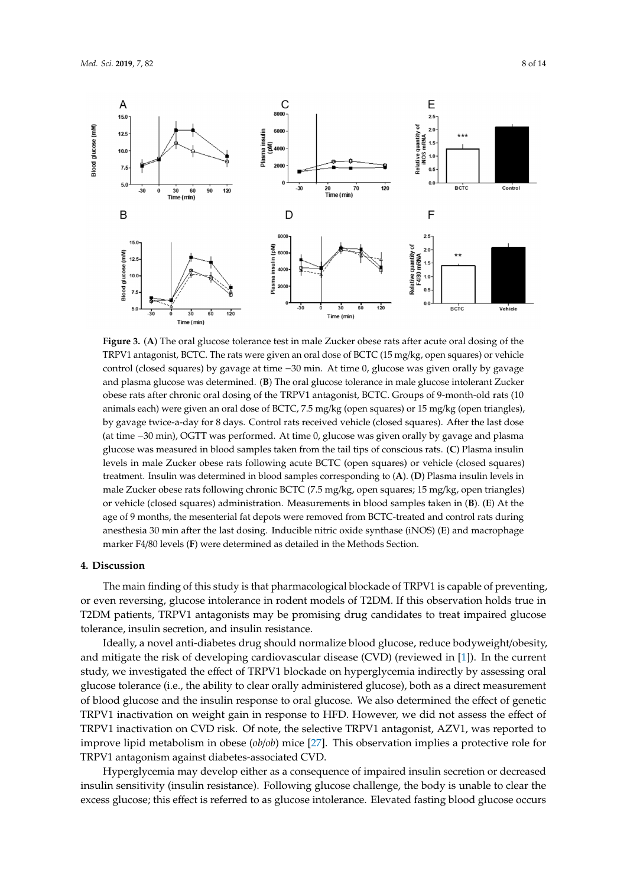**Figure 3.** (**A**) The oral glucose tolerance test in male Zucker obese rats after acute oral dosing of the TRPV1 antagonist, BCTC. The rats were given an oral dose of BCTC (15 mg/kg, open squares) or vehicle control (closed squares) by gavage at time −30 min. At time 0, glucose was given orally by gavage and plasma glucose was determined. (**B**) The oral glucose tolerance in male glucose intolerant Zucker obese rats after chronic oral dosing of the TRPV1 antagonist, BCTC. Groups of 9-month-old rats (10 animals each) were given an oral dose of BCTC, 7.5 mg/kg (open squares) or 15 mg/kg (open triangles), by gavage twice-a-day for 8 days. Control rats received vehicle (closed squares). After the last dose (at time −30 min), OGTT was performed. At time 0, glucose was given orally by gavage and plasma glucose was measured in blood samples taken from the tail tips of conscious rats. (**C**) Plasma insulin levels in male Zucker obese rats following acute BCTC (open squares) or vehicle (closed squares) treatment. Insulin was determined in blood samples corresponding to (**A**). (**D**) Plasma insulin levels in male Zucker obese rats following chronic BCTC (7.5 mg/kg, open squares; 15 mg/kg, open triangles) or vehicle (closed squares) administration. Measurements in blood samples taken in (**B**). (**E**) At the age of 9 months, the mesenterial fat depots were removed from BCTC-treated and control rats during anesthesia 30 min after the last dosing. Inducible nitric oxide synthase (iNOS) (**E**) and macrophage marker F4/80 levels (**F**) were determined as detailed in the Methods Section.

## 4. Discussion

The main finding of this study is that pharmacological blockade of TRPV1 is capable of preventing, or even reversing, glucose intolerance in rodent models of T2DM. If this observation holds true in T2DM patients, TRPV1 antagonists may be promising drug candidates to treat impaired glucose tolerance, insulin secretion, and insulin resistance.

Ideally, a novel anti-diabetes drug should normalize blood glucose, reduce bodyweight/obesity, and mitigate the risk of developing cardiovascular disease (CVD) (reviewed in [1]). In the current study, we investigated the effect of TRPV1 blockade on hyperglycemia indirectly by assessing oral glucose tolerance (i.e., the ability to clear orally administered glucose), both as a direct measurement of blood glucose and the insulin response to oral glucose. We also determined the effect of genetic TRPV1 inactivation on weight gain in response to HFD. However, we did not assess the effect of TRPV1 inactivation on CVD risk. Of note, the selective TRPV1 antagonist, AZV1, was reported to improve lipid metabolism in obese (*ob/ob*) mice [27]. This observation implies a protective role for TRPV1 antagonism against diabetes-associated CVD.

Hyperglycemia may develop either as a consequence of impaired insulin secretion or decreased insulin sensitivity (insulin resistance). Following glucose challenge, the body is unable to clear the excess glucose; this effect is referred to as glucose intolerance. Elevated fasting blood glucose occurs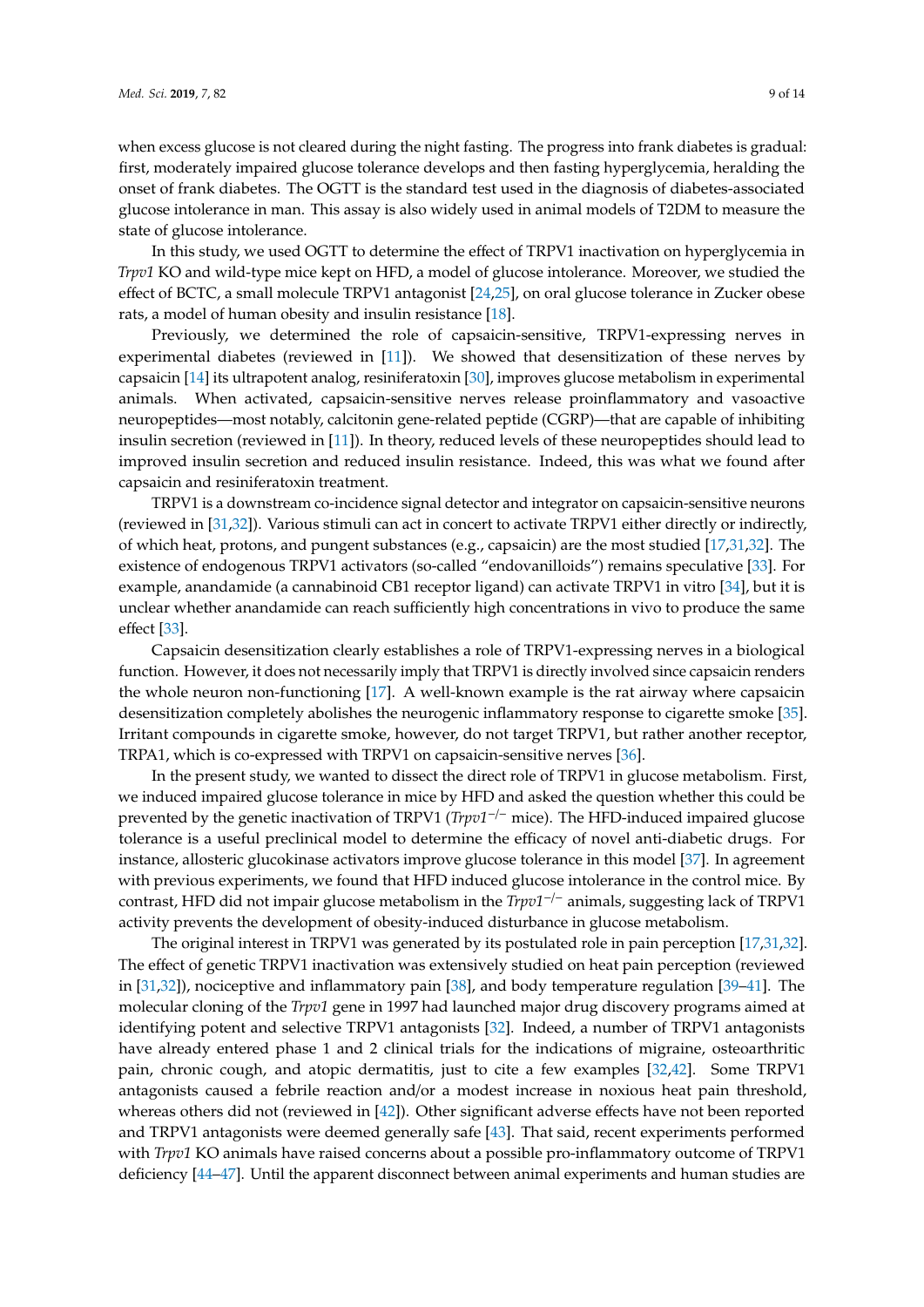when excess glucose is not cleared during the night fasting. The progress into frank diabetes is gradual: first, moderately impaired glucose tolerance develops and then fasting hyperglycemia, heralding the onset of frank diabetes. The OGTT is the standard test used in the diagnosis of diabetes-associated glucose intolerance in man. This assay is also widely used in animal models of T2DM to measure the state of glucose intolerance.

In this study, we used OGTT to determine the effect of TRPV1 inactivation on hyperglycemia in *Trpv1* KO and wild-type mice kept on HFD, a model of glucose intolerance. Moreover, we studied the effect of BCTC, a small molecule TRPV1 antagonist [24,25], on oral glucose tolerance in Zucker obese rats, a model of human obesity and insulin resistance [18].

Previously, we determined the role of capsaicin-sensitive, TRPV1-expressing nerves in experimental diabetes (reviewed in [11]). We showed that desensitization of these nerves by capsaicin [14] its ultrapotent analog, resiniferatoxin [30], improves glucose metabolism in experimental animals. When activated, capsaicin-sensitive nerves release proinflammatory and vasoactive neuropeptides—most notably, calcitonin gene-related peptide (CGRP)—that are capable of inhibiting insulin secretion (reviewed in [11]). In theory, reduced levels of these neuropeptides should lead to improved insulin secretion and reduced insulin resistance. Indeed, this was what we found after capsaicin and resiniferatoxin treatment.

TRPV1 is a downstream co-incidence signal detector and integrator on capsaicin-sensitive neurons (reviewed in [31,32]). Various stimuli can act in concert to activate TRPV1 either directly or indirectly, of which heat, protons, and pungent substances (e.g., capsaicin) are the most studied [17,31,32]. The existence of endogenous TRPV1 activators (so-called "endovanilloids") remains speculative [33]. For example, anandamide (a cannabinoid CB1 receptor ligand) can activate TRPV1 in vitro [34], but it is unclear whether anandamide can reach sufficiently high concentrations in vivo to produce the same effect [33].

Capsaicin desensitization clearly establishes a role of TRPV1-expressing nerves in a biological function. However, it does not necessarily imply that TRPV1 is directly involved since capsaicin renders the whole neuron non-functioning [17]. A well-known example is the rat airway where capsaicin desensitization completely abolishes the neurogenic inflammatory response to cigarette smoke [35]. Irritant compounds in cigarette smoke, however, do not target TRPV1, but rather another receptor, TRPA1, which is co-expressed with TRPV1 on capsaicin-sensitive nerves [36].

In the present study, we wanted to dissect the direct role of TRPV1 in glucose metabolism. First, we induced impaired glucose tolerance in mice by HFD and asked the question whether this could be prevented by the genetic inactivation of TRPV1 (*Trpv1*$^{-/-}$ mice). The HFD-induced impaired glucose tolerance is a useful preclinical model to determine the efficacy of novel anti-diabetic drugs. For instance, allosteric glucokinase activators improve glucose tolerance in this model [37]. In agreement with previous experiments, we found that HFD induced glucose intolerance in the control mice. By contrast, HFD did not impair glucose metabolism in the *Trpv1*$^{-/-}$ animals, suggesting lack of TRPV1 activity prevents the development of obesity-induced disturbance in glucose metabolism.

The original interest in TRPV1 was generated by its postulated role in pain perception [17,31,32]. The effect of genetic TRPV1 inactivation was extensively studied on heat pain perception (reviewed in [31,32]), nociceptive and inflammatory pain [38], and body temperature regulation [39–41]. The molecular cloning of the *Trpv1* gene in 1997 had launched major drug discovery programs aimed at identifying potent and selective TRPV1 antagonists [32]. Indeed, a number of TRPV1 antagonists have already entered phase 1 and 2 clinical trials for the indications of migraine, osteoarthritic pain, chronic cough, and atopic dermatitis, just to cite a few examples [32,42]. Some TRPV1 antagonists caused a febrile reaction and/or a modest increase in noxious heat pain threshold, whereas others did not (reviewed in [42]). Other significant adverse effects have not been reported and TRPV1 antagonists were deemed generally safe [43]. That said, recent experiments performed with *Trpv1* KO animals have raised concerns about a possible pro-inflammatory outcome of TRPV1 deficiency [44–47]. Until the apparent disconnect between animal experiments and human studies are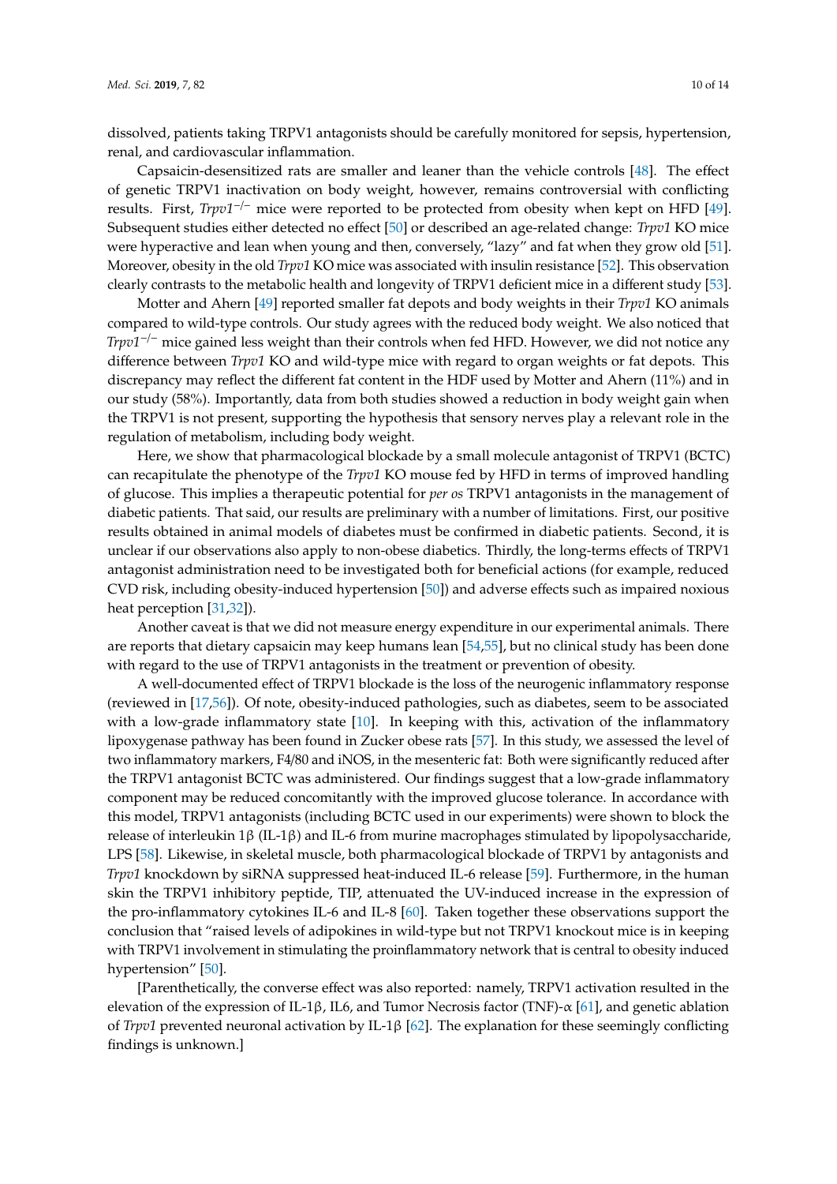dissolved, patients taking TRPV1 antagonists should be carefully monitored for sepsis, hypertension, renal, and cardiovascular inflammation.

Capsaicin-desensitized rats are smaller and leaner than the vehicle controls [48]. The effect of genetic TRPV1 inactivation on body weight, however, remains controversial with conflicting results. First, *Trpv1*$^{-/-}$ mice were reported to be protected from obesity when kept on HFD [49]. Subsequent studies either detected no effect [50] or described an age-related change: *Trpv1* KO mice were hyperactive and lean when young and then, conversely, "lazy" and fat when they grow old [51]. Moreover, obesity in the old *Trpv1* KO mice was associated with insulin resistance [52]. This observation clearly contrasts to the metabolic health and longevity of TRPV1 deficient mice in a different study [53].

Motter and Ahern [49] reported smaller fat depots and body weights in their *Trpv1* KO animals compared to wild-type controls. Our study agrees with the reduced body weight. We also noticed that *Trpv1*$^{-/-}$ mice gained less weight than their controls when fed HFD. However, we did not notice any difference between *Trpv1* KO and wild-type mice with regard to organ weights or fat depots. This discrepancy may reflect the different fat content in the HDF used by Motter and Ahern (11%) and in our study (58%). Importantly, data from both studies showed a reduction in body weight gain when the TRPV1 is not present, supporting the hypothesis that sensory nerves play a relevant role in the regulation of metabolism, including body weight.

Here, we show that pharmacological blockade by a small molecule antagonist of TRPV1 (BCTC) can recapitulate the phenotype of the *Trpv1* KO mouse fed by HFD in terms of improved handling of glucose. This implies a therapeutic potential for *per os* TRPV1 antagonists in the management of diabetic patients. That said, our results are preliminary with a number of limitations. First, our positive results obtained in animal models of diabetes must be confirmed in diabetic patients. Second, it is unclear if our observations also apply to non-obese diabetics. Thirdly, the long-terms effects of TRPV1 antagonist administration need to be investigated both for beneficial actions (for example, reduced CVD risk, including obesity-induced hypertension [50]) and adverse effects such as impaired noxious heat perception [31,32]).

Another caveat is that we did not measure energy expenditure in our experimental animals. There are reports that dietary capsaicin may keep humans lean [54,55], but no clinical study has been done with regard to the use of TRPV1 antagonists in the treatment or prevention of obesity.

A well-documented effect of TRPV1 blockade is the loss of the neurogenic inflammatory response (reviewed in [17,56]). Of note, obesity-induced pathologies, such as diabetes, seem to be associated with a low-grade inflammatory state [10]. In keeping with this, activation of the inflammatory lipoxygenase pathway has been found in Zucker obese rats [57]. In this study, we assessed the level of two inflammatory markers, F4/80 and iNOS, in the mesenteric fat: Both were significantly reduced after the TRPV1 antagonist BCTC was administered. Our findings suggest that a low-grade inflammatory component may be reduced concomitantly with the improved glucose tolerance. In accordance with this model, TRPV1 antagonists (including BCTC used in our experiments) were shown to block the release of interleukin 1β (IL-1β) and IL-6 from murine macrophages stimulated by lipopolysaccharide, LPS [58]. Likewise, in skeletal muscle, both pharmacological blockade of TRPV1 by antagonists and *Trpv1* knockdown by siRNA suppressed heat-induced IL-6 release [59]. Furthermore, in the human skin the TRPV1 inhibitory peptide, TIP, attenuated the UV-induced increase in the expression of the pro-inflammatory cytokines IL-6 and IL-8 [60]. Taken together these observations support the conclusion that "raised levels of adipokines in wild-type but not TRPV1 knockout mice is in keeping with TRPV1 involvement in stimulating the proinflammatory network that is central to obesity induced hypertension" [50].

[Parenthetically, the converse effect was also reported: namely, TRPV1 activation resulted in the elevation of the expression of IL-1β, IL6, and Tumor Necrosis factor (TNF)-α [61], and genetic ablation of *Trpv1* prevented neuronal activation by IL-1β [62]. The explanation for these seemingly conflicting findings is unknown.]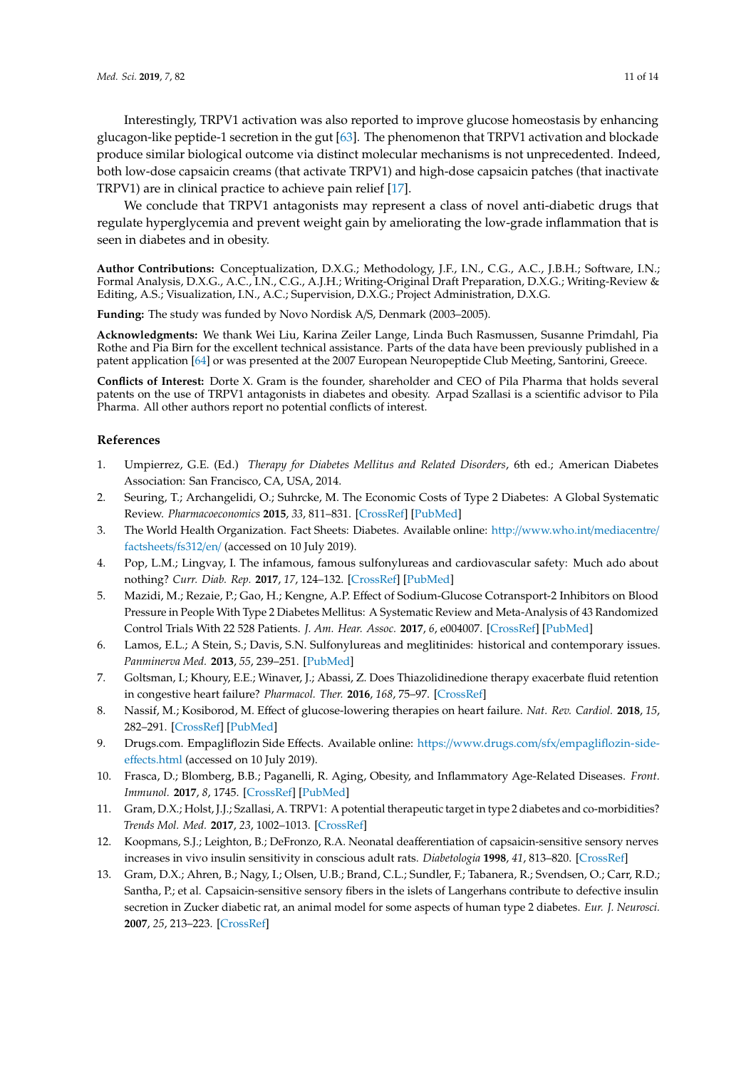Interestingly, TRPV1 activation was also reported to improve glucose homeostasis by enhancing glucagon-like peptide-1 secretion in the gut [63]. The phenomenon that TRPV1 activation and blockade produce similar biological outcome via distinct molecular mechanisms is not unprecedented. Indeed, both low-dose capsaicin creams (that activate TRPV1) and high-dose capsaicin patches (that inactivate TRPV1) are in clinical practice to achieve pain relief [17].

We conclude that TRPV1 antagonists may represent a class of novel anti-diabetic drugs that regulate hyperglycemia and prevent weight gain by ameliorating the low-grade inflammation that is seen in diabetes and in obesity.

**Author Contributions:** Conceptualization, D.X.G.; Methodology, J.F., I.N., C.G., A.C., J.B.H.; Software, I.N.; Formal Analysis, D.X.G., A.C., I.N., C.G., A.J.H.; Writing-Original Draft Preparation, D.X.G.; Writing-Review & Editing, A.S.; Visualization, I.N., A.C.; Supervision, D.X.G.; Project Administration, D.X.G.

**Funding:** The study was funded by Novo Nordisk A/S, Denmark (2003–2005).

**Acknowledgments:** We thank Wei Liu, Karina Zeiler Lange, Linda Buch Rasmussen, Susanne Primdahl, Pia Rothe and Pia Birn for the excellent technical assistance. Parts of the data have been previously published in a patent application [64] or was presented at the 2007 European Neuropeptide Club Meeting, Santorini, Greece.

**Conflicts of Interest:** Dorte X. Gram is the founder, shareholder and CEO of Pila Pharma that holds several patents on the use of TRPV1 antagonists in diabetes and obesity. Arpad Szallasi is a scientific advisor to Pila Pharma. All other authors report no potential conflicts of interest.

## References

1. Umpierrez, G.E. (Ed.) *Therapy for Diabetes Mellitus and Related Disorders*, 6th ed.; American Diabetes Association: San Francisco, CA, USA, 2014.
2. Seuring, T.; Archangelidi, O.; Suhrcke, M. The Economic Costs of Type 2 Diabetes: A Global Systematic Review. *Pharmacoeconomics* **2015**, *33*, 811–831. [CrossRef] [PubMed]
3. The World Health Organization. Fact Sheets: Diabetes. Available online: http://www.who.int/mediacentre/factsheets/fs312/en/ (accessed on 10 July 2019).
4. Pop, L.M.; Lingvay, I. The infamous, famous sulfonylureas and cardiovascular safety: Much ado about nothing? *Curr. Diab. Rep.* **2017**, *17*, 124–132. [CrossRef] [PubMed]
5. Mazidi, M.; Rezaie, P.; Gao, H.; Kengne, A.P. Effect of Sodium-Glucose Cotransport-2 Inhibitors on Blood Pressure in People With Type 2 Diabetes Mellitus: A Systematic Review and Meta-Analysis of 43 Randomized Control Trials With 22 528 Patients. *J. Am. Hear. Assoc.* **2017**, *6*, e004007. [CrossRef] [PubMed]
6. Lamos, E.L.; A Stein, S.; Davis, S.N. Sulfonylureas and meglitinides: historical and contemporary issues. *Panminerva Med.* **2013**, *55*, 239–251. [PubMed]
7. Goltsman, I.; Khoury, E.E.; Winaver, J.; Abassi, Z. Does Thiazolidinedione therapy exacerbate fluid retention in congestive heart failure? *Pharmacol. Ther.* **2016**, *168*, 75–97. [CrossRef]
8. Nassif, M.; Kosiborod, M. Effect of glucose-lowering therapies on heart failure. *Nat. Rev. Cardiol.* **2018**, *15*, 282–291. [CrossRef] [PubMed]
9. Drugs.com. Empagliflozin Side Effects. Available online: https://www.drugs.com/sfx/empagliflozin-side-effects.html (accessed on 10 July 2019).
10. Frasca, D.; Blomberg, B.B.; Paganelli, R. Aging, Obesity, and Inflammatory Age-Related Diseases. *Front. Immunol.* **2017**, *8*, 1745. [CrossRef] [PubMed]
11. Gram, D.X.; Holst, J.J.; Szallasi, A. TRPV1: A potential therapeutic target in type 2 diabetes and co-morbidities? *Trends Mol. Med.* **2017**, *23*, 1002–1013. [CrossRef]
12. Koopmans, S.J.; Leighton, B.; DeFronzo, R.A. Neonatal deafferentiation of capsaicin-sensitive sensory nerves increases in vivo insulin sensitivity in conscious adult rats. *Diabetologia* **1998**, *41*, 813–820. [CrossRef]
13. Gram, D.X.; Ahren, B.; Nagy, I.; Olsen, U.B.; Brand, C.L.; Sundler, F.; Tabanera, R.; Svendsen, O.; Carr, R.D.; Santha, P.; et al. Capsaicin-sensitive sensory fibers in the islets of Langerhans contribute to defective insulin secretion in Zucker diabetic rat, an animal model for some aspects of human type 2 diabetes. *Eur. J. Neurosci.* **2007**, *25*, 213–223. [CrossRef]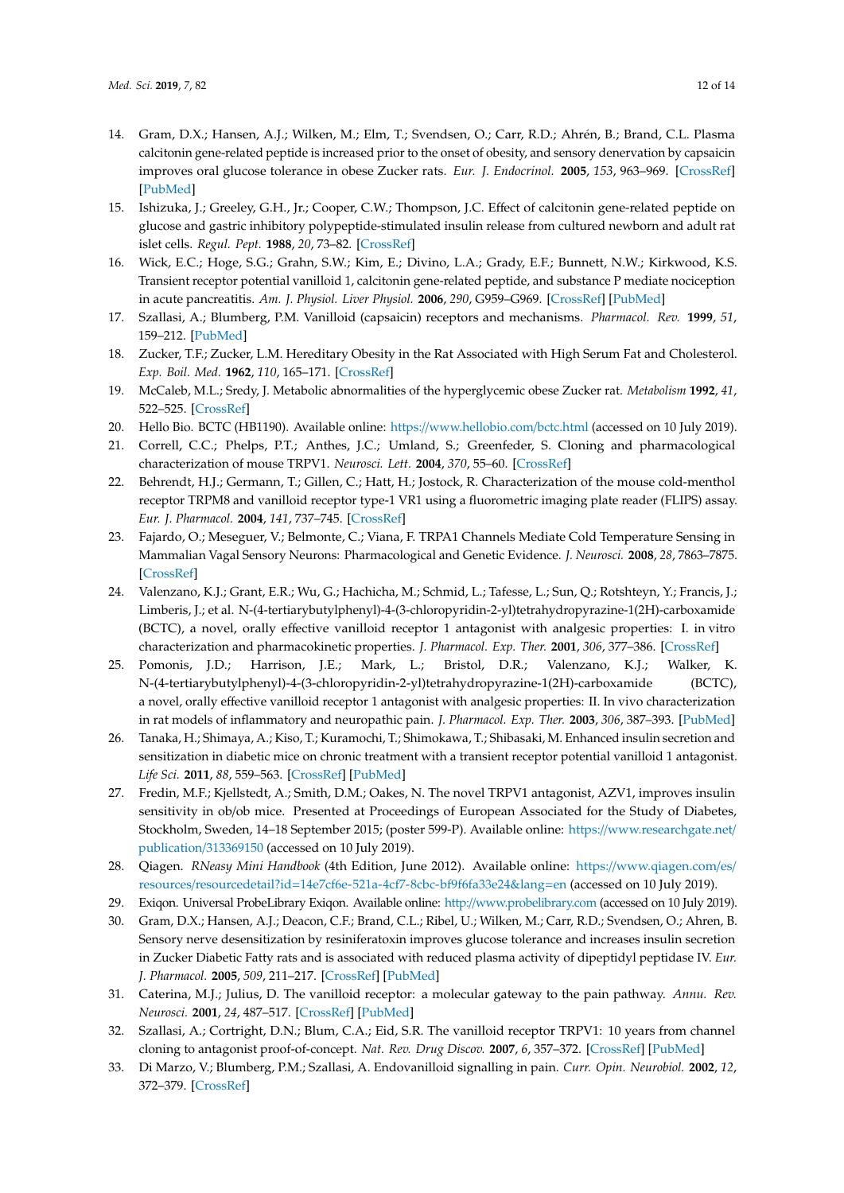14. Gram, D.X.; Hansen, A.J.; Wilken, M.; Elm, T.; Svendsen, O.; Carr, R.D.; Ahrén, B.; Brand, C.L. Plasma calcitonin gene-related peptide is increased prior to the onset of obesity, and sensory denervation by capsaicin improves oral glucose tolerance in obese Zucker rats. *Eur. J. Endocrinol.* **2005**, *153*, 963–969. [CrossRef] [PubMed]
15. Ishizuka, J.; Greeley, G.H., Jr.; Cooper, C.W.; Thompson, J.C. Effect of calcitonin gene-related peptide on glucose and gastric inhibitory polypeptide-stimulated insulin release from cultured newborn and adult rat islet cells. *Regul. Pept.* **1988**, *20*, 73–82. [CrossRef]
16. Wick, E.C.; Hoge, S.G.; Grahn, S.W.; Kim, E.; Divino, L.A.; Grady, E.F.; Bunnett, N.W.; Kirkwood, K.S. Transient receptor potential vanilloid 1, calcitonin gene-related peptide, and substance P mediate nociception in acute pancreatitis. *Am. J. Physiol. Liver Physiol.* **2006**, *290*, G959–G969. [CrossRef] [PubMed]
17. Szallasi, A.; Blumberg, P.M. Vanilloid (capsaicin) receptors and mechanisms. *Pharmacol. Rev.* **1999**, *51*, 159–212. [PubMed]
18. Zucker, T.F.; Zucker, L.M. Hereditary Obesity in the Rat Associated with High Serum Fat and Cholesterol. *Exp. Boil. Med.* **1962**, *110*, 165–171. [CrossRef]
19. McCaleb, M.L.; Sredy, J. Metabolic abnormalities of the hyperglycemic obese Zucker rat. *Metabolism* **1992**, *41*, 522–525. [CrossRef]
20. Hello Bio. BCTC (HB1190). Available online: https://www.hellobio.com/bctc.html (accessed on 10 July 2019).
21. Correll, C.C.; Phelps, P.T.; Anthes, J.C.; Umland, S.; Greenfeder, S. Cloning and pharmacological characterization of mouse TRPV1. *Neurosci. Lett.* **2004**, *370*, 55–60. [CrossRef]
22. Behrendt, H.J.; Germann, T.; Gillen, C.; Hatt, H.; Jostock, R. Characterization of the mouse cold-menthol receptor TRPM8 and vanilloid receptor type-1 VR1 using a fluorometric imaging plate reader (FLIPS) assay. *Eur. J. Pharmacol.* **2004**, *141*, 737–745. [CrossRef]
23. Fajardo, O.; Meseguer, V.; Belmonte, C.; Viana, F. TRPA1 Channels Mediate Cold Temperature Sensing in Mammalian Vagal Sensory Neurons: Pharmacological and Genetic Evidence. *J. Neurosci.* **2008**, *28*, 7863–7875. [CrossRef]
24. Valenzano, K.J.; Grant, E.R.; Wu, G.; Hachicha, M.; Schmid, L.; Tafesse, L.; Sun, Q.; Rotshteyn, Y.; Francis, J.; Limberis, J.; et al. N-(4-tertiarybutylphenyl)-4-(3-chloropyridin-2-yl)tetrahydropyrazine-1(2H)-carboxamide (BCTC), a novel, orally effective vanilloid receptor 1 antagonist with analgesic properties: I. in vitro characterization and pharmacokinetic properties. *J. Pharmacol. Exp. Ther.* **2001**, *306*, 377–386. [CrossRef]
25. Pomonis, J.D.; Harrison, J.E.; Mark, L.; Bristol, D.R.; Valenzano, K.J.; Walker, K. N-(4-tertiarybutylphenyl)-4-(3-chloropyridin-2-yl)tetrahydropyrazine-1(2H)-carboxamide (BCTC), a novel, orally effective vanilloid receptor 1 antagonist with analgesic properties: II. In vivo characterization in rat models of inflammatory and neuropathic pain. *J. Pharmacol. Exp. Ther.* **2003**, *306*, 387–393. [PubMed]
26. Tanaka, H.; Shimaya, A.; Kiso, T.; Kuramochi, T.; Shimokawa, T.; Shibasaki, M. Enhanced insulin secretion and sensitization in diabetic mice on chronic treatment with a transient receptor potential vanilloid 1 antagonist. *Life Sci.* **2011**, *88*, 559–563. [CrossRef] [PubMed]
27. Fredin, M.F.; Kjellstedt, A.; Smith, D.M.; Oakes, N. The novel TRPV1 antagonist, AZV1, improves insulin sensitivity in ob/ob mice. Presented at Proceedings of European Associated for the Study of Diabetes, Stockholm, Sweden, 14–18 September 2015; (poster 599-P). Available online: https://www.researchgate.net/publication/313369150 (accessed on 10 July 2019).
28. Qiagen. *RNeasy Mini Handbook* (4th Edition, June 2012). Available online: https://www.qiagen.com/es/resources/resourcedetail?id=14e7cf6e-521a-4cf7-8cbc-bf9f6fa33e24&lang=en (accessed on 10 July 2019).
29. Exiqon. Universal ProbeLibrary Exiqon. Available online: http://www.probelibrary.com (accessed on 10 July 2019).
30. Gram, D.X.; Hansen, A.J.; Deacon, C.F.; Brand, C.L.; Ribel, U.; Wilken, M.; Carr, R.D.; Svendsen, O.; Ahren, B. Sensory nerve desensitization by resiniferatoxin improves glucose tolerance and increases insulin secretion in Zucker Diabetic Fatty rats and is associated with reduced plasma activity of dipeptidyl peptidase IV. *Eur. J. Pharmacol.* **2005**, *509*, 211–217. [CrossRef] [PubMed]
31. Caterina, M.J.; Julius, D. The vanilloid receptor: a molecular gateway to the pain pathway. *Annu. Rev. Neurosci.* **2001**, *24*, 487–517. [CrossRef] [PubMed]
32. Szallasi, A.; Cortright, D.N.; Blum, C.A.; Eid, S.R. The vanilloid receptor TRPV1: 10 years from channel cloning to antagonist proof-of-concept. *Nat. Rev. Drug Discov.* **2007**, *6*, 357–372. [CrossRef] [PubMed]
33. Di Marzo, V.; Blumberg, P.M.; Szallasi, A. Endovanilloid signalling in pain. *Curr. Opin. Neurobiol.* **2002**, *12*, 372–379. [CrossRef]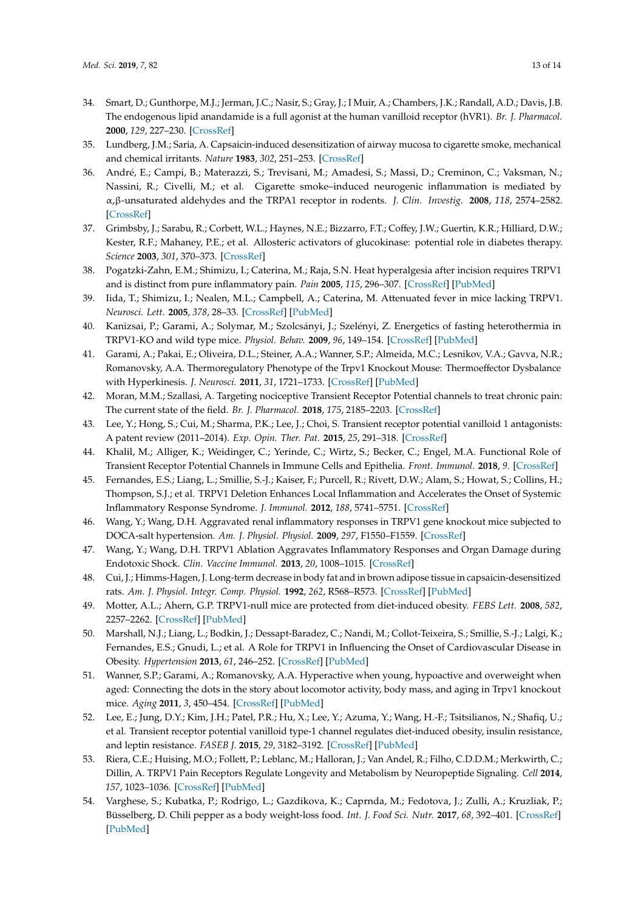34. Smart, D.; Gunthorpe, M.J.; Jerman, J.C.; Nasir, S.; Gray, J.; I Muir, A.; Chambers, J.K.; Randall, A.D.; Davis, J.B. The endogenous lipid anandamide is a full agonist at the human vanilloid receptor (hVR1). *Br. J. Pharmacol.* **2000**, *129*, 227–230. [CrossRef]
35. Lundberg, J.M.; Saria, A. Capsaicin-induced desensitization of airway mucosa to cigarette smoke, mechanical and chemical irritants. *Nature* **1983**, *302*, 251–253. [CrossRef]
36. André, E.; Campi, B.; Materazzi, S.; Trevisani, M.; Amadesi, S.; Massi, D.; Creminon, C.; Vaksman, N.; Nassini, R.; Civelli, M.; et al. Cigarette smoke–induced neurogenic inflammation is mediated by α,β-unsaturated aldehydes and the TRPA1 receptor in rodents. *J. Clin. Investig.* **2008**, *118*, 2574–2582. [CrossRef]
37. Grimbsby, J.; Sarabu, R.; Corbett, W.L.; Haynes, N.E.; Bizzarro, F.T.; Coffey, J.W.; Guertin, K.R.; Hilliard, D.W.; Kester, R.F.; Mahaney, P.E.; et al. Allosteric activators of glucokinase: potential role in diabetes therapy. *Science* **2003**, *301*, 370–373. [CrossRef]
38. Pogatzki-Zahn, E.M.; Shimizu, I.; Caterina, M.; Raja, S.N. Heat hyperalgesia after incision requires TRPV1 and is distinct from pure inflammatory pain. *Pain* **2005**, *115*, 296–307. [CrossRef] [PubMed]
39. Iida, T.; Shimizu, I.; Nealen, M.L.; Campbell, A.; Caterina, M. Attenuated fever in mice lacking TRPV1. *Neurosci. Lett.* **2005**, *378*, 28–33. [CrossRef] [PubMed]
40. Kanizsai, P.; Garami, A.; Solymar, M.; Szolcsányi, J.; Szelényi, Z. Energetics of fasting heterothermia in TRPV1-KO and wild type mice. *Physiol. Behav.* **2009**, *96*, 149–154. [CrossRef] [PubMed]
41. Garami, A.; Pakai, E.; Oliveira, D.L.; Steiner, A.A.; Wanner, S.P.; Almeida, M.C.; Lesnikov, V.A.; Gavva, N.R.; Romanovsky, A.A. Thermoregulatory Phenotype of the Trpv1 Knockout Mouse: Thermoeffector Dysbalance with Hyperkinesis. *J. Neurosci.* **2011**, *31*, 1721–1733. [CrossRef] [PubMed]
42. Moran, M.M.; Szallasi, A. Targeting nociceptive Transient Receptor Potential channels to treat chronic pain: The current state of the field. *Br. J. Pharmacol.* **2018**, *175*, 2185–2203. [CrossRef]
43. Lee, Y.; Hong, S.; Cui, M.; Sharma, P.K.; Lee, J.; Choi, S. Transient receptor potential vanilloid 1 antagonists: A patent review (2011–2014). *Exp. Opin. Ther. Pat.* **2015**, *25*, 291–318. [CrossRef]
44. Khalil, M.; Alliger, K.; Weidinger, C.; Yerinde, C.; Wirtz, S.; Becker, C.; Engel, M.A. Functional Role of Transient Receptor Potential Channels in Immune Cells and Epithelia. *Front. Immunol.* **2018**, *9*. [CrossRef]
45. Fernandes, E.S.; Liang, L.; Smillie, S.-J.; Kaiser, F.; Purcell, R.; Rivett, D.W.; Alam, S.; Howat, S.; Collins, H.; Thompson, S.J.; et al. TRPV1 Deletion Enhances Local Inflammation and Accelerates the Onset of Systemic Inflammatory Response Syndrome. *J. Immunol.* **2012**, *188*, 5741–5751. [CrossRef]
46. Wang, Y.; Wang, D.H. Aggravated renal inflammatory responses in TRPV1 gene knockout mice subjected to DOCA-salt hypertension. *Am. J. Physiol. Physiol.* **2009**, *297*, F1550–F1559. [CrossRef]
47. Wang, Y.; Wang, D.H. TRPV1 Ablation Aggravates Inflammatory Responses and Organ Damage during Endotoxic Shock. *Clin. Vaccine Immunol.* **2013**, *20*, 1008–1015. [CrossRef]
48. Cui, J.; Himms-Hagen, J. Long-term decrease in body fat and in brown adipose tissue in capsaicin-desensitized rats. *Am. J. Physiol. Integr. Comp. Physiol.* **1992**, *262*, R568–R573. [CrossRef] [PubMed]
49. Motter, A.L.; Ahern, G.P. TRPV1-null mice are protected from diet-induced obesity. *FEBS Lett.* **2008**, *582*, 2257–2262. [CrossRef] [PubMed]
50. Marshall, N.J.; Liang, L.; Bodkin, J.; Dessapt-Baradez, C.; Nandi, M.; Collot-Teixeira, S.; Smillie, S.-J.; Lalgi, K.; Fernandes, E.S.; Gnudi, L.; et al. A Role for TRPV1 in Influencing the Onset of Cardiovascular Disease in Obesity. *Hypertension* **2013**, *61*, 246–252. [CrossRef] [PubMed]
51. Wanner, S.P.; Garami, A.; Romanovsky, A.A. Hyperactive when young, hypoactive and overweight when aged: Connecting the dots in the story about locomotor activity, body mass, and aging in Trpv1 knockout mice. *Aging* **2011**, *3*, 450–454. [CrossRef] [PubMed]
52. Lee, E.; Jung, D.Y.; Kim, J.H.; Patel, P.R.; Hu, X.; Lee, Y.; Azuma, Y.; Wang, H.-F.; Tsitsilianos, N.; Shafiq, U.; et al. Transient receptor potential vanilloid type-1 channel regulates diet-induced obesity, insulin resistance, and leptin resistance. *FASEB J.* **2015**, *29*, 3182–3192. [CrossRef] [PubMed]
53. Riera, C.E.; Huising, M.O.; Follett, P.; Leblanc, M.; Halloran, J.; Van Andel, R.; Filho, C.D.D.M.; Merkwirth, C.; Dillin, A. TRPV1 Pain Receptors Regulate Longevity and Metabolism by Neuropeptide Signaling. *Cell* **2014**, *157*, 1023–1036. [CrossRef] [PubMed]
54. Varghese, S.; Kubatka, P.; Rodrigo, L.; Gazdikova, K.; Caprnda, M.; Fedotova, J.; Zulli, A.; Kruzliak, P.; Büsselberg, D. Chili pepper as a body weight-loss food. *Int. J. Food Sci. Nutr.* **2017**, *68*, 392–401. [CrossRef] [PubMed]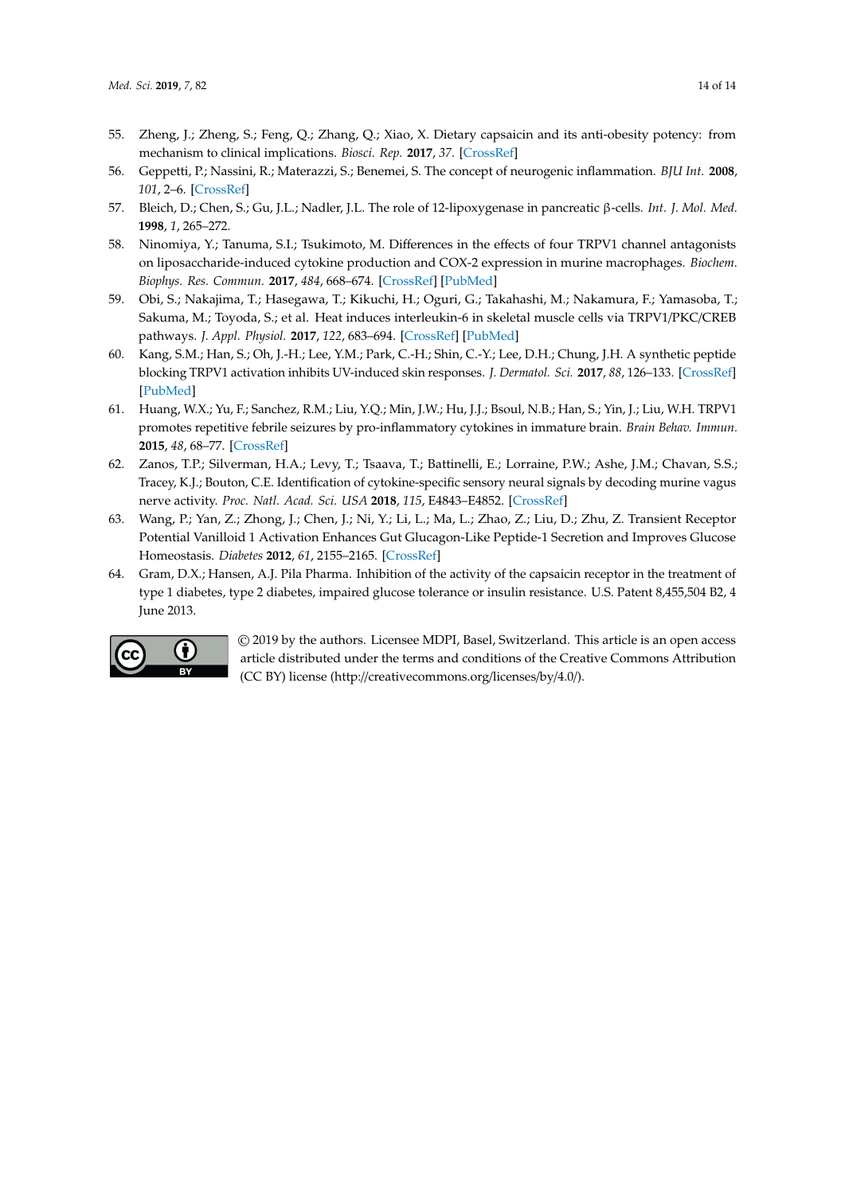55. Zheng, J.; Zheng, S.; Feng, Q.; Zhang, Q.; Xiao, X. Dietary capsaicin and its anti-obesity potency: from mechanism to clinical implications. *Biosci. Rep.* **2017**, *37*. [CrossRef]
56. Geppetti, P.; Nassini, R.; Materazzi, S.; Benemei, S. The concept of neurogenic inflammation. *BJU Int.* **2008**, *101*, 2–6. [CrossRef]
57. Bleich, D.; Chen, S.; Gu, J.L.; Nadler, J.L. The role of 12-lipoxygenase in pancreatic β-cells. *Int. J. Mol. Med.* **1998**, *1*, 265–272.
58. Ninomiya, Y.; Tanuma, S.I.; Tsukimoto, M. Differences in the effects of four TRPV1 channel antagonists on liposaccharide-induced cytokine production and COX-2 expression in murine macrophages. *Biochem. Biophys. Res. Commun.* **2017**, *484*, 668–674. [CrossRef] [PubMed]
59. Obi, S.; Nakajima, T.; Hasegawa, T.; Kikuchi, H.; Oguri, G.; Takahashi, M.; Nakamura, F.; Yamasoba, T.; Sakuma, M.; Toyoda, S.; et al. Heat induces interleukin-6 in skeletal muscle cells via TRPV1/PKC/CREB pathways. *J. Appl. Physiol.* **2017**, *122*, 683–694. [CrossRef] [PubMed]
60. Kang, S.M.; Han, S.; Oh, J.-H.; Lee, Y.M.; Park, C.-H.; Shin, C.-Y.; Lee, D.H.; Chung, J.H. A synthetic peptide blocking TRPV1 activation inhibits UV-induced skin responses. *J. Dermatol. Sci.* **2017**, *88*, 126–133. [CrossRef] [PubMed]
61. Huang, W.X.; Yu, F.; Sanchez, R.M.; Liu, Y.Q.; Min, J.W.; Hu, J.J.; Bsoul, N.B.; Han, S.; Yin, J.; Liu, W.H. TRPV1 promotes repetitive febrile seizures by pro-inflammatory cytokines in immature brain. *Brain Behav. Immun.* **2015**, *48*, 68–77. [CrossRef]
62. Zanos, T.P.; Silverman, H.A.; Levy, T.; Tsaava, T.; Battinelli, E.; Lorraine, P.W.; Ashe, J.M.; Chavan, S.S.; Tracey, K.J.; Bouton, C.E. Identification of cytokine-specific sensory neural signals by decoding murine vagus nerve activity. *Proc. Natl. Acad. Sci. USA* **2018**, *115*, E4843–E4852. [CrossRef]
63. Wang, P.; Yan, Z.; Zhong, J.; Chen, J.; Ni, Y.; Li, L.; Ma, L.; Zhao, Z.; Liu, D.; Zhu, Z. Transient Receptor Potential Vanilloid 1 Activation Enhances Gut Glucagon-Like Peptide-1 Secretion and Improves Glucose Homeostasis. *Diabetes* **2012**, *61*, 2155–2165. [CrossRef]
64. Gram, D.X.; Hansen, A.J. Pila Pharma. Inhibition of the activity of the capsaicin receptor in the treatment of type 1 diabetes, type 2 diabetes, impaired glucose tolerance or insulin resistance. U.S. Patent 8,455,504 B2, 4 June 2013.

© 2019 by the authors. Licensee MDPI, Basel, Switzerland. This article is an open access article distributed under the terms and conditions of the Creative Commons Attribution (CC BY) license (http://creativecommons.org/licenses/by/4.0/).